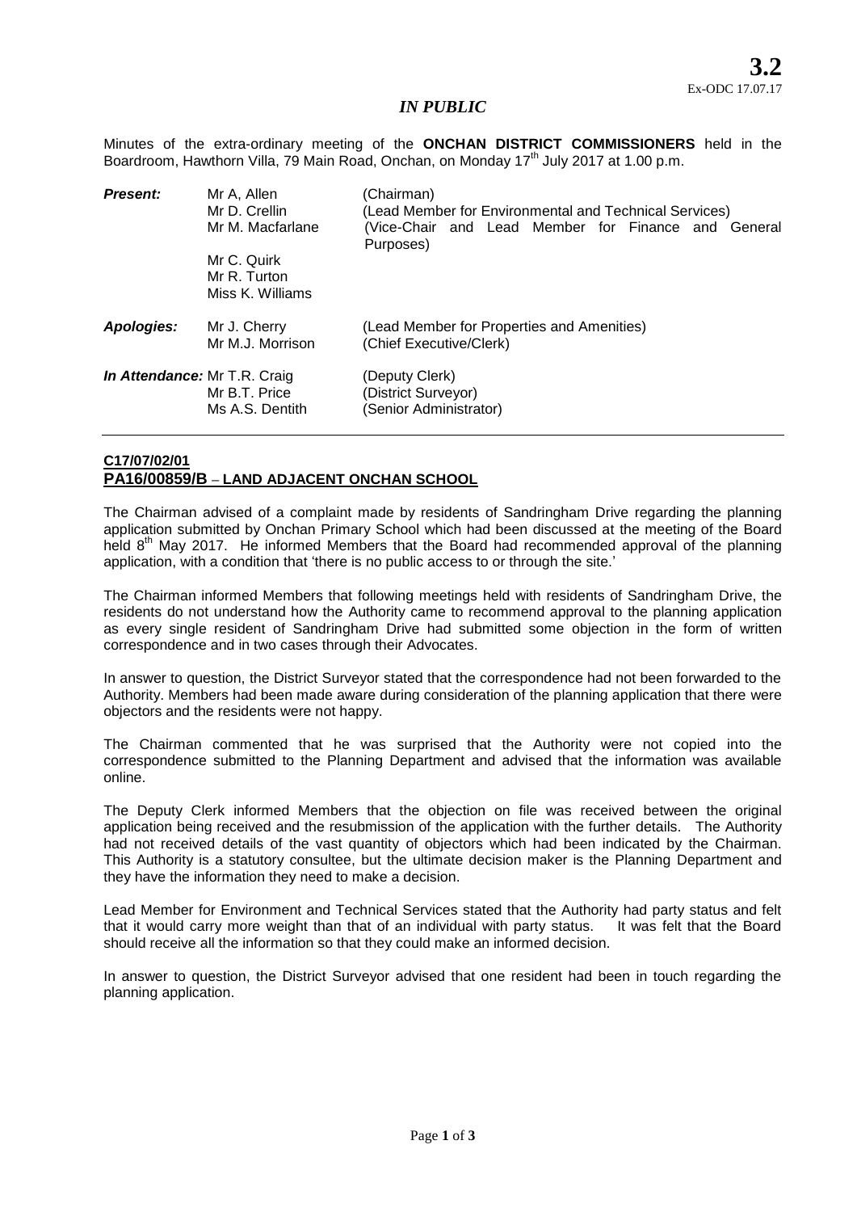**3.2**
Ex-ODC 17.07.17

*IN PUBLIC*

Minutes of the extra-ordinary meeting of the **ONCHAN DISTRICT COMMISSIONERS** held in the Boardroom, Hawthorn Villa, 79 Main Road, Onchan, on Monday 17th July 2017 at 1.00 p.m.

| | | |
|---|---|---|
| ***Present:*** | Mr A, Allen | (Chairman) |
| | Mr D. Crellin | (Lead Member for Environmental and Technical Services) |
| | Mr M. Macfarlane | (Vice-Chair and Lead Member for Finance and General Purposes) |
| | Mr C. Quirk | |
| | Mr R. Turton | |
| | Miss K. Williams | |
| ***Apologies:*** | Mr J. Cherry | (Lead Member for Properties and Amenities) |
| | Mr M.J. Morrison | (Chief Executive/Clerk) |
| ***In Attendance:*** | Mr T.R. Craig | (Deputy Clerk) |
| | Mr B.T. Price | (District Surveyor) |
| | Ms A.S. Dentith | (Senior Administrator) |

## C17/07/02/01
## PA16/00859/B – LAND ADJACENT ONCHAN SCHOOL

The Chairman advised of a complaint made by residents of Sandringham Drive regarding the planning application submitted by Onchan Primary School which had been discussed at the meeting of the Board held 8th May 2017. He informed Members that the Board had recommended approval of the planning application, with a condition that 'there is no public access to or through the site.'

The Chairman informed Members that following meetings held with residents of Sandringham Drive, the residents do not understand how the Authority came to recommend approval to the planning application as every single resident of Sandringham Drive had submitted some objection in the form of written correspondence and in two cases through their Advocates.

In answer to question, the District Surveyor stated that the correspondence had not been forwarded to the Authority. Members had been made aware during consideration of the planning application that there were objectors and the residents were not happy.

The Chairman commented that he was surprised that the Authority were not copied into the correspondence submitted to the Planning Department and advised that the information was available online.

The Deputy Clerk informed Members that the objection on file was received between the original application being received and the resubmission of the application with the further details. The Authority had not received details of the vast quantity of objectors which had been indicated by the Chairman. This Authority is a statutory consultee, but the ultimate decision maker is the Planning Department and they have the information they need to make a decision.

Lead Member for Environment and Technical Services stated that the Authority had party status and felt that it would carry more weight than that of an individual with party status. It was felt that the Board should receive all the information so that they could make an informed decision.

In answer to question, the District Surveyor advised that one resident had been in touch regarding the planning application.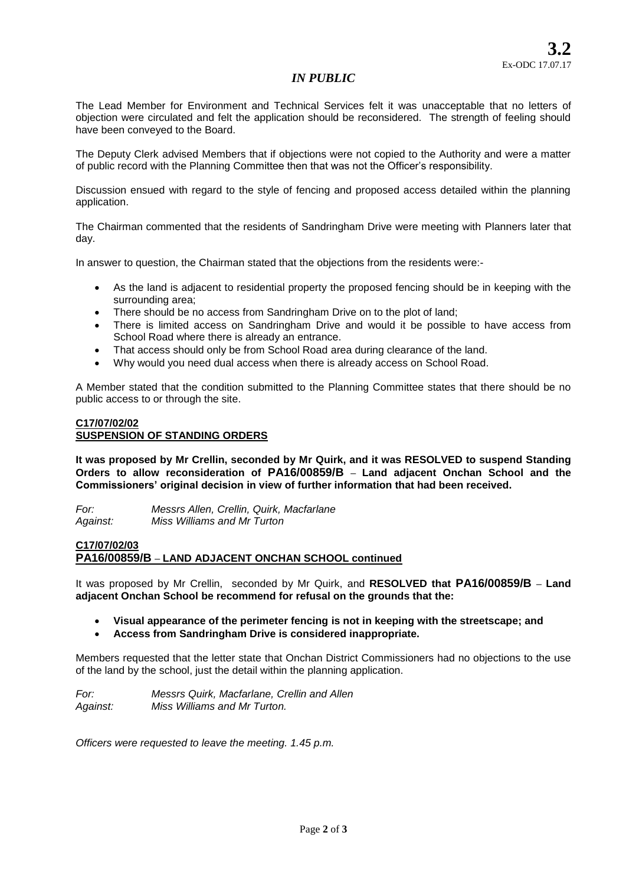*IN PUBLIC*

The Lead Member for Environment and Technical Services felt it was unacceptable that no letters of objection were circulated and felt the application should be reconsidered. The strength of feeling should have been conveyed to the Board.

The Deputy Clerk advised Members that if objections were not copied to the Authority and were a matter of public record with the Planning Committee then that was not the Officer's responsibility.

Discussion ensued with regard to the style of fencing and proposed access detailed within the planning application.

The Chairman commented that the residents of Sandringham Drive were meeting with Planners later that day.

In answer to question, the Chairman stated that the objections from the residents were:-

- As the land is adjacent to residential property the proposed fencing should be in keeping with the surrounding area;
- There should be no access from Sandringham Drive on to the plot of land;
- There is limited access on Sandringham Drive and would it be possible to have access from School Road where there is already an entrance.
- That access should only be from School Road area during clearance of the land.
- Why would you need dual access when there is already access on School Road.

A Member stated that the condition submitted to the Planning Committee states that there should be no public access to or through the site.

**C17/07/02/02**
**SUSPENSION OF STANDING ORDERS**

**It was proposed by Mr Crellin, seconded by Mr Quirk, and it was RESOLVED to suspend Standing Orders to allow reconsideration of PA16/00859/B – Land adjacent Onchan School and the Commissioners' original decision in view of further information that had been received.**

*For:* *Messrs Allen, Crellin, Quirk, Macfarlane*
*Against:* *Miss Williams and Mr Turton*

**C17/07/02/03**
**PA16/00859/B – LAND ADJACENT ONCHAN SCHOOL continued**

It was proposed by Mr Crellin, seconded by Mr Quirk, and **RESOLVED that PA16/00859/B – Land adjacent Onchan School be recommend for refusal on the grounds that the:**

- **Visual appearance of the perimeter fencing is not in keeping with the streetscape; and**
- **Access from Sandringham Drive is considered inappropriate.**

Members requested that the letter state that Onchan District Commissioners had no objections to the use of the land by the school, just the detail within the planning application.

*For:* *Messrs Quirk, Macfarlane, Crellin and Allen*
*Against:* *Miss Williams and Mr Turton.*

*Officers were requested to leave the meeting. 1.45 p.m.*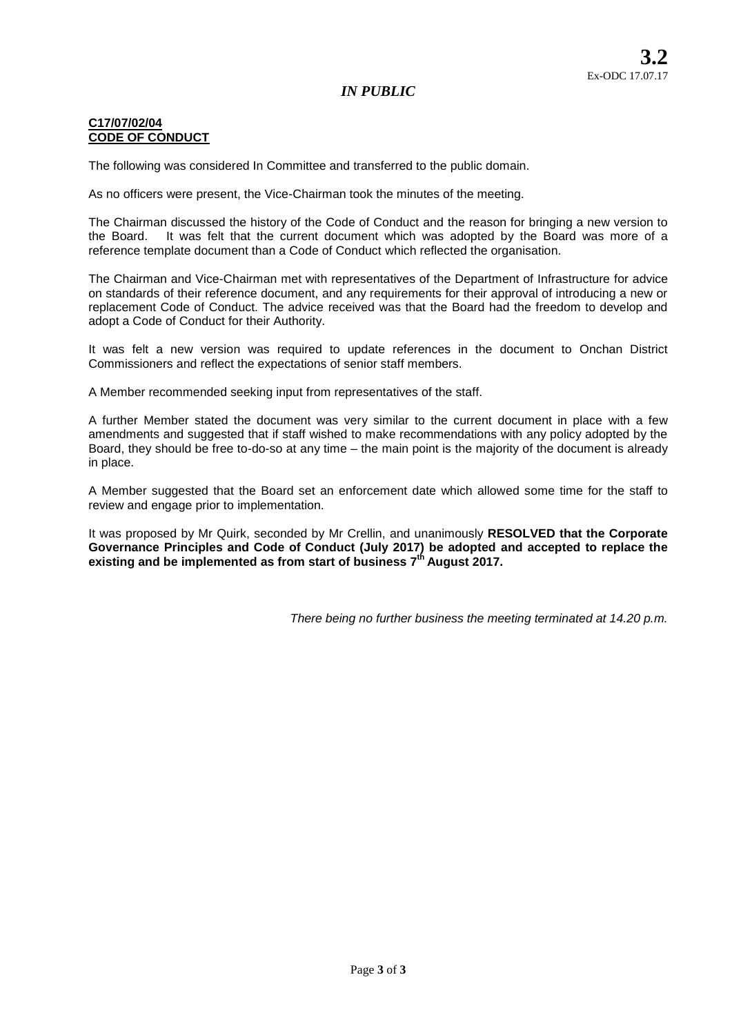**3.2**
Ex-ODC 17.07.17

*IN PUBLIC*

**C17/07/02/04**
**CODE OF CONDUCT**

The following was considered In Committee and transferred to the public domain.

As no officers were present, the Vice-Chairman took the minutes of the meeting.

The Chairman discussed the history of the Code of Conduct and the reason for bringing a new version to the Board. It was felt that the current document which was adopted by the Board was more of a reference template document than a Code of Conduct which reflected the organisation.

The Chairman and Vice-Chairman met with representatives of the Department of Infrastructure for advice on standards of their reference document, and any requirements for their approval of introducing a new or replacement Code of Conduct. The advice received was that the Board had the freedom to develop and adopt a Code of Conduct for their Authority.

It was felt a new version was required to update references in the document to Onchan District Commissioners and reflect the expectations of senior staff members.

A Member recommended seeking input from representatives of the staff.

A further Member stated the document was very similar to the current document in place with a few amendments and suggested that if staff wished to make recommendations with any policy adopted by the Board, they should be free to-do-so at any time – the main point is the majority of the document is already in place.

A Member suggested that the Board set an enforcement date which allowed some time for the staff to review and engage prior to implementation.

It was proposed by Mr Quirk, seconded by Mr Crellin, and unanimously **RESOLVED that the Corporate Governance Principles and Code of Conduct (July 2017) be adopted and accepted to replace the existing and be implemented as from start of business 7th August 2017.**

*There being no further business the meeting terminated at 14.20 p.m.*